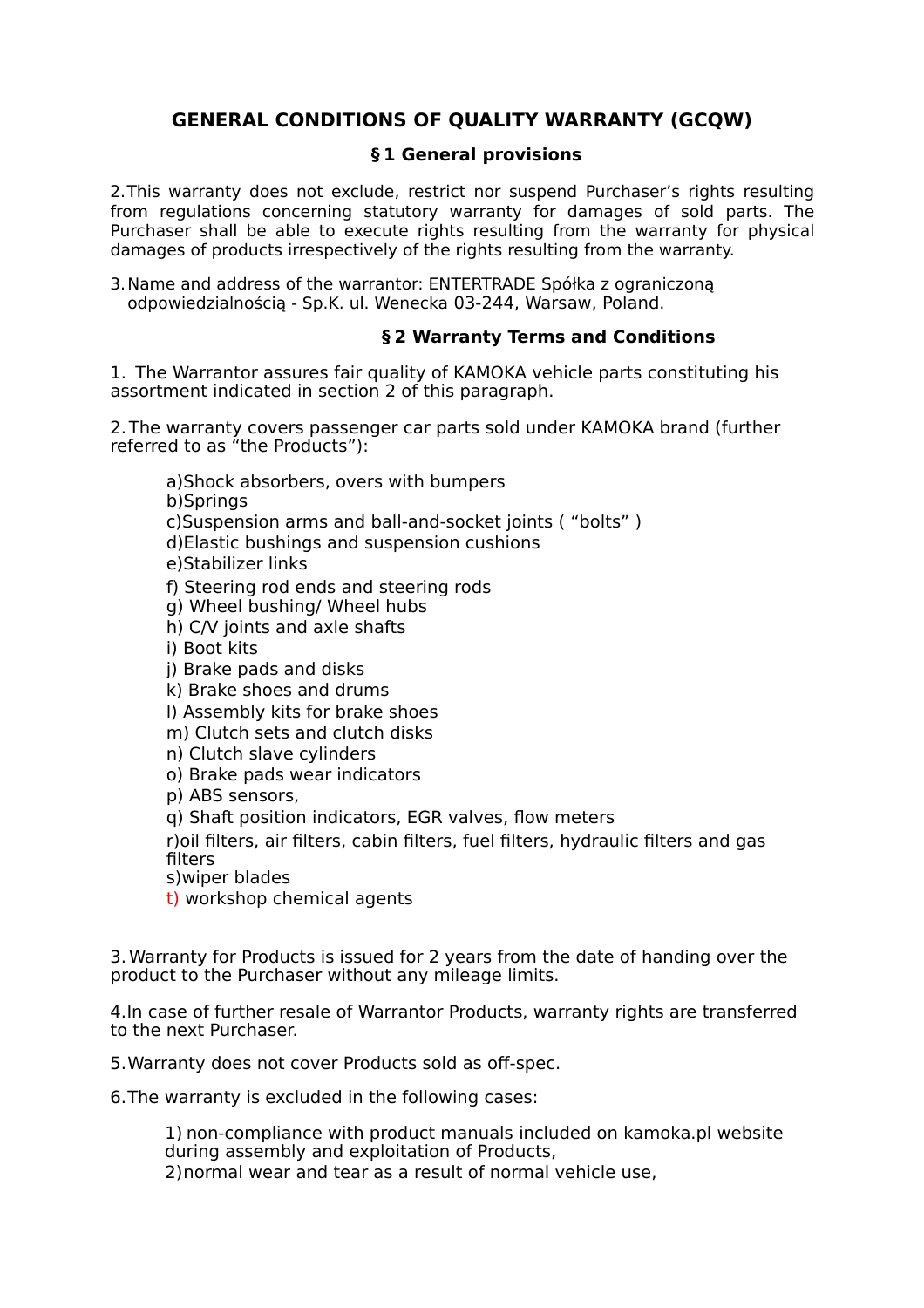# GENERAL CONDITIONS OF QUALITY WARRANTY (GCQW)

## § 1 General provisions

2. This warranty does not exclude, restrict nor suspend Purchaser's rights resulting from regulations concerning statutory warranty for damages of sold parts. The Purchaser shall be able to execute rights resulting from the warranty for physical damages of products irrespectively of the rights resulting from the warranty.

3. Name and address of the warrantor: ENTERTRADE Spółka z ograniczoną odpowiedzialnością - Sp.K. ul. Wenecka 03-244, Warsaw, Poland.

## § 2 Warranty Terms and Conditions

1. The Warrantor assures fair quality of KAMOKA vehicle parts constituting his assortment indicated in section 2 of this paragraph.

2. The warranty covers passenger car parts sold under KAMOKA brand (further referred to as "the Products"):

   a) Shock absorbers, overs with bumpers
   b) Springs
   c) Suspension arms and ball-and-socket joints ( "bolts" )
   d) Elastic bushings and suspension cushions
   e) Stabilizer links
   f) Steering rod ends and steering rods
   g) Wheel bushing/ Wheel hubs
   h) C/V joints and axle shafts
   i) Boot kits
   j) Brake pads and disks
   k) Brake shoes and drums
   l) Assembly kits for brake shoes
   m) Clutch sets and clutch disks
   n) Clutch slave cylinders
   o) Brake pads wear indicators
   p) ABS sensors,
   q) Shaft position indicators, EGR valves, flow meters
   r) oil filters, air filters, cabin filters, fuel filters, hydraulic filters and gas filters
   s) wiper blades
   t) workshop chemical agents

3. Warranty for Products is issued for 2 years from the date of handing over the product to the Purchaser without any mileage limits.

4. In case of further resale of Warrantor Products, warranty rights are transferred to the next Purchaser.

5. Warranty does not cover Products sold as off-spec.

6. The warranty is excluded in the following cases:

   1) non-compliance with product manuals included on kamoka.pl website during assembly and exploitation of Products,
   2) normal wear and tear as a result of normal vehicle use,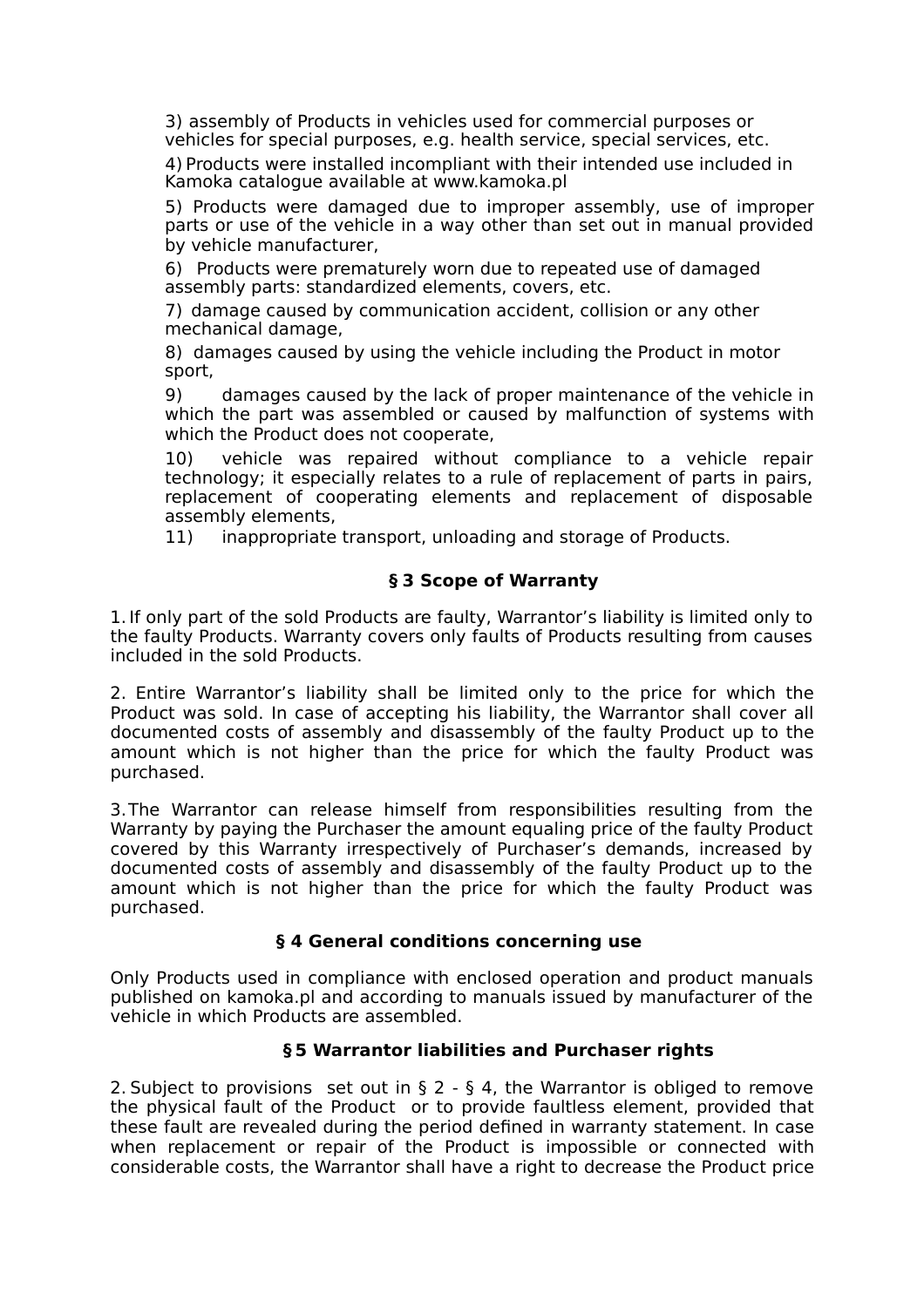3) assembly of Products in vehicles used for commercial purposes or vehicles for special purposes, e.g. health service, special services, etc.

4) Products were installed incompliant with their intended use included in Kamoka catalogue available at www.kamoka.pl

5) Products were damaged due to improper assembly, use of improper parts or use of the vehicle in a way other than set out in manual provided by vehicle manufacturer,

6) Products were prematurely worn due to repeated use of damaged assembly parts: standardized elements, covers, etc.

7) damage caused by communication accident, collision or any other mechanical damage,

8) damages caused by using the vehicle including the Product in motor sport,

9) damages caused by the lack of proper maintenance of the vehicle in which the part was assembled or caused by malfunction of systems with which the Product does not cooperate,

10) vehicle was repaired without compliance to a vehicle repair technology; it especially relates to a rule of replacement of parts in pairs, replacement of cooperating elements and replacement of disposable assembly elements,

11) inappropriate transport, unloading and storage of Products.

## § 3 Scope of Warranty

1. If only part of the sold Products are faulty, Warrantor's liability is limited only to the faulty Products. Warranty covers only faults of Products resulting from causes included in the sold Products.

2. Entire Warrantor's liability shall be limited only to the price for which the Product was sold. In case of accepting his liability, the Warrantor shall cover all documented costs of assembly and disassembly of the faulty Product up to the amount which is not higher than the price for which the faulty Product was purchased.

3. The Warrantor can release himself from responsibilities resulting from the Warranty by paying the Purchaser the amount equaling price of the faulty Product covered by this Warranty irrespectively of Purchaser's demands, increased by documented costs of assembly and disassembly of the faulty Product up to the amount which is not higher than the price for which the faulty Product was purchased.

## § 4 General conditions concerning use

Only Products used in compliance with enclosed operation and product manuals published on kamoka.pl and according to manuals issued by manufacturer of the vehicle in which Products are assembled.

## § 5 Warrantor liabilities and Purchaser rights

2. Subject to provisions set out in § 2 - § 4, the Warrantor is obliged to remove the physical fault of the Product or to provide faultless element, provided that these fault are revealed during the period defined in warranty statement. In case when replacement or repair of the Product is impossible or connected with considerable costs, the Warrantor shall have a right to decrease the Product price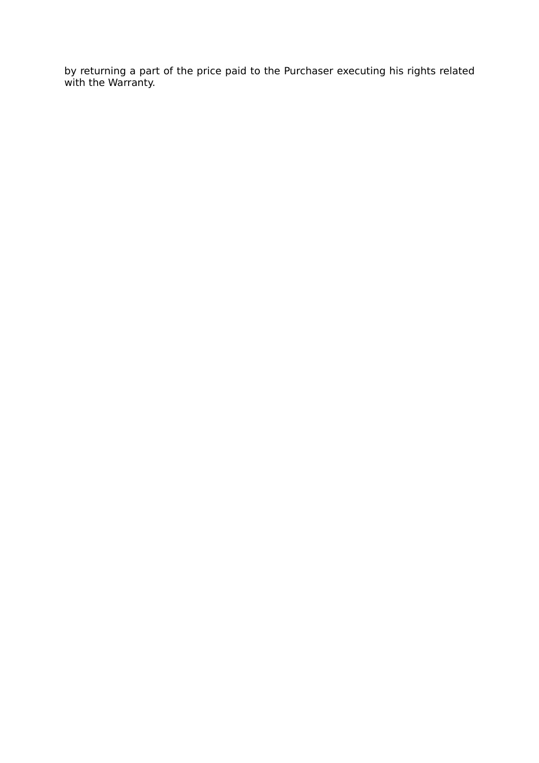by returning a part of the price paid to the Purchaser executing his rights related with the Warranty.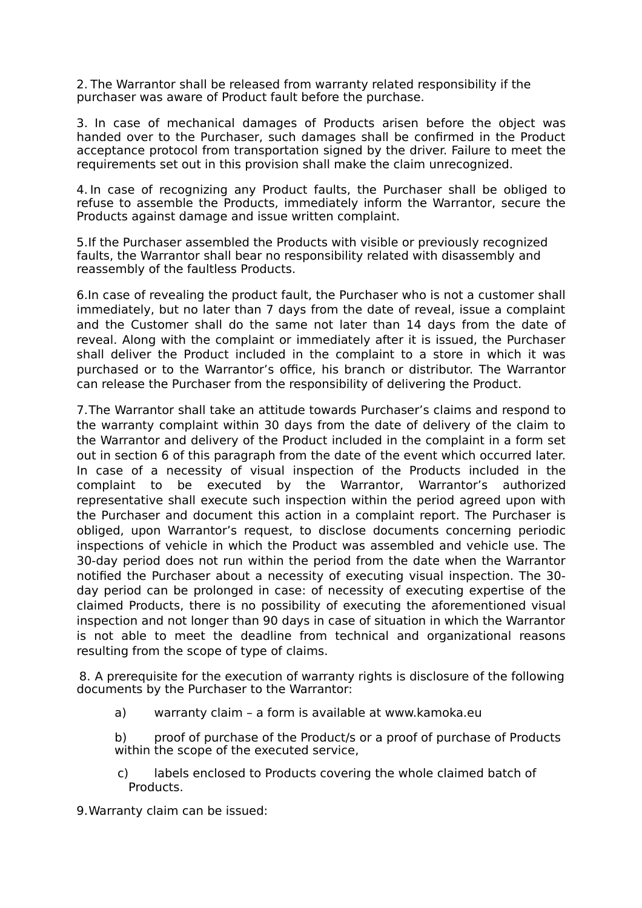2. The Warrantor shall be released from warranty related responsibility if the purchaser was aware of Product fault before the purchase.

3. In case of mechanical damages of Products arisen before the object was handed over to the Purchaser, such damages shall be confirmed in the Product acceptance protocol from transportation signed by the driver. Failure to meet the requirements set out in this provision shall make the claim unrecognized.

4. In case of recognizing any Product faults, the Purchaser shall be obliged to refuse to assemble the Products, immediately inform the Warrantor, secure the Products against damage and issue written complaint.

5. If the Purchaser assembled the Products with visible or previously recognized faults, the Warrantor shall bear no responsibility related with disassembly and reassembly of the faultless Products.

6. In case of revealing the product fault, the Purchaser who is not a customer shall immediately, but no later than 7 days from the date of reveal, issue a complaint and the Customer shall do the same not later than 14 days from the date of reveal. Along with the complaint or immediately after it is issued, the Purchaser shall deliver the Product included in the complaint to a store in which it was purchased or to the Warrantor's office, his branch or distributor. The Warrantor can release the Purchaser from the responsibility of delivering the Product.

7. The Warrantor shall take an attitude towards Purchaser's claims and respond to the warranty complaint within 30 days from the date of delivery of the claim to the Warrantor and delivery of the Product included in the complaint in a form set out in section 6 of this paragraph from the date of the event which occurred later. In case of a necessity of visual inspection of the Products included in the complaint to be executed by the Warrantor, Warrantor's authorized representative shall execute such inspection within the period agreed upon with the Purchaser and document this action in a complaint report. The Purchaser is obliged, upon Warrantor's request, to disclose documents concerning periodic inspections of vehicle in which the Product was assembled and vehicle use. The 30-day period does not run within the period from the date when the Warrantor notified the Purchaser about a necessity of executing visual inspection. The 30-day period can be prolonged in case: of necessity of executing expertise of the claimed Products, there is no possibility of executing the aforementioned visual inspection and not longer than 90 days in case of situation in which the Warrantor is not able to meet the deadline from technical and organizational reasons resulting from the scope of type of claims.

8. A prerequisite for the execution of warranty rights is disclosure of the following documents by the Purchaser to the Warrantor:

a) warranty claim – a form is available at www.kamoka.eu

b) proof of purchase of the Product/s or a proof of purchase of Products within the scope of the executed service,

c) labels enclosed to Products covering the whole claimed batch of Products.

9. Warranty claim can be issued: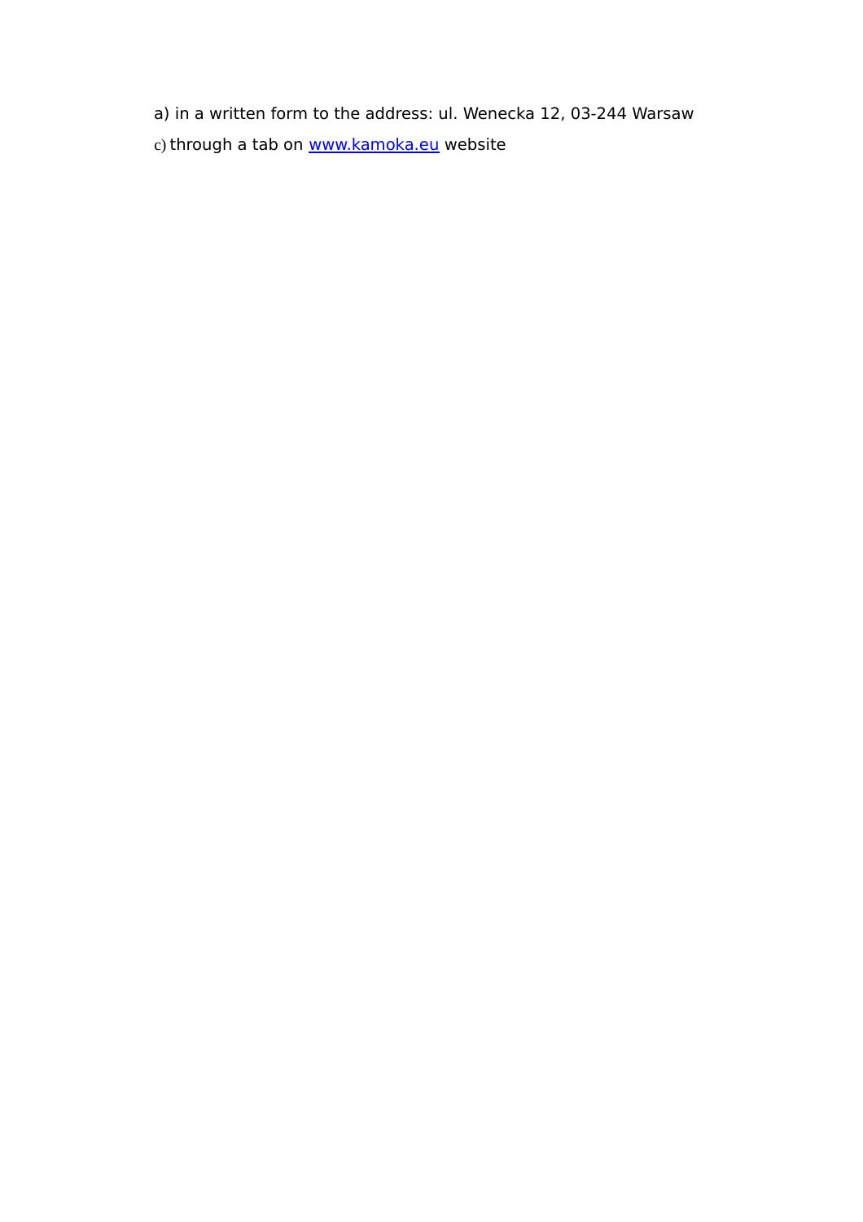a) in a written form to the address: ul. Wenecka 12, 03-244 Warsaw

c) through a tab on www.kamoka.eu website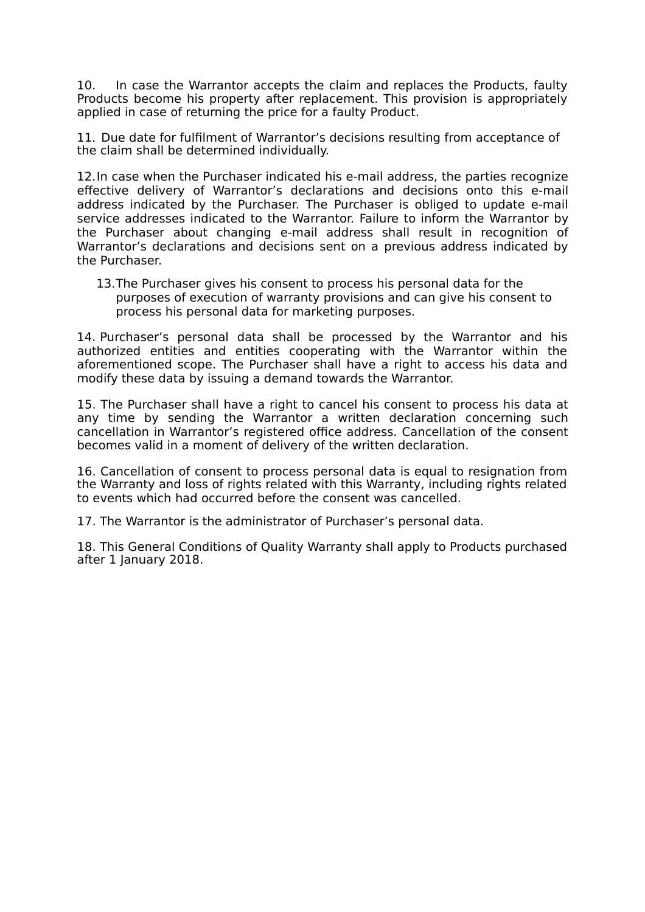10. In case the Warrantor accepts the claim and replaces the Products, faulty Products become his property after replacement. This provision is appropriately applied in case of returning the price for a faulty Product.

11. Due date for fulfilment of Warrantor's decisions resulting from acceptance of the claim shall be determined individually.

12. In case when the Purchaser indicated his e-mail address, the parties recognize effective delivery of Warrantor's declarations and decisions onto this e-mail address indicated by the Purchaser. The Purchaser is obliged to update e-mail service addresses indicated to the Warrantor. Failure to inform the Warrantor by the Purchaser about changing e-mail address shall result in recognition of Warrantor's declarations and decisions sent on a previous address indicated by the Purchaser.

13. The Purchaser gives his consent to process his personal data for the purposes of execution of warranty provisions and can give his consent to process his personal data for marketing purposes.

14. Purchaser's personal data shall be processed by the Warrantor and his authorized entities and entities cooperating with the Warrantor within the aforementioned scope. The Purchaser shall have a right to access his data and modify these data by issuing a demand towards the Warrantor.

15. The Purchaser shall have a right to cancel his consent to process his data at any time by sending the Warrantor a written declaration concerning such cancellation in Warrantor's registered office address. Cancellation of the consent becomes valid in a moment of delivery of the written declaration.

16. Cancellation of consent to process personal data is equal to resignation from the Warranty and loss of rights related with this Warranty, including rights related to events which had occurred before the consent was cancelled.

17. The Warrantor is the administrator of Purchaser's personal data.

18. This General Conditions of Quality Warranty shall apply to Products purchased after 1 January 2018.